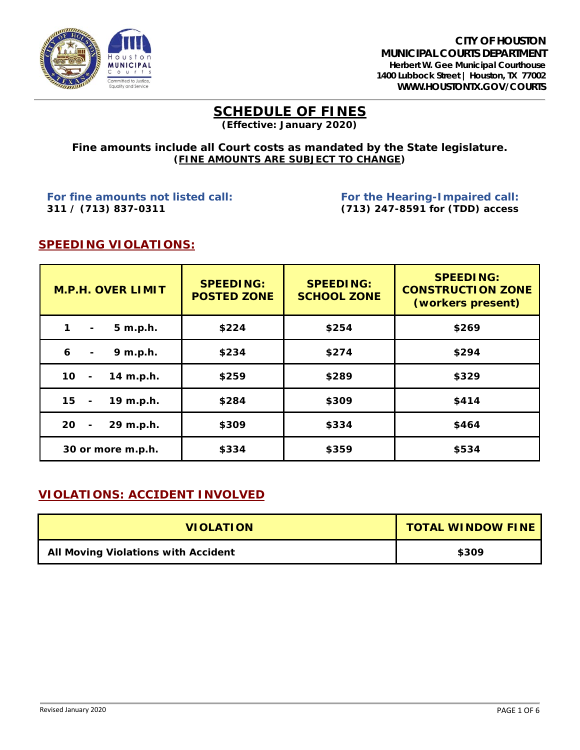**CITY OF HOUSTON**
**MUNICIPAL COURTS DEPARTMENT**
**Herbert W. Gee Municipal Courthouse**
**1400 Lubbock Street | Houston, TX 77002**
**WWW.HOUSTONTX.GOV/COURTS**

# SCHEDULE OF FINES

**(Effective: January 2020)**

**Fine amounts include all Court costs as mandated by the State legislature.**
**(FINE AMOUNTS ARE SUBJECT TO CHANGE)**

**For fine amounts not listed call:**
**311 / (713) 837-0311**

**For the Hearing-Impaired call:**
**(713) 247-8591 for (TDD) access**

## SPEEDING VIOLATIONS:

| M.P.H. OVER LIMIT | SPEEDING: POSTED ZONE | SPEEDING: SCHOOL ZONE | SPEEDING: CONSTRUCTION ZONE (workers present) |
|---|---|---|---|
| 1 - 5 m.p.h. | $224 | $254 | $269 |
| 6 - 9 m.p.h. | $234 | $274 | $294 |
| 10 - 14 m.p.h. | $259 | $289 | $329 |
| 15 - 19 m.p.h. | $284 | $309 | $414 |
| 20 - 29 m.p.h. | $309 | $334 | $464 |
| 30 or more m.p.h. | $334 | $359 | $534 |

## VIOLATIONS: ACCIDENT INVOLVED

| VIOLATION | TOTAL WINDOW FINE |
|---|---|
| All Moving Violations with Accident | $309 |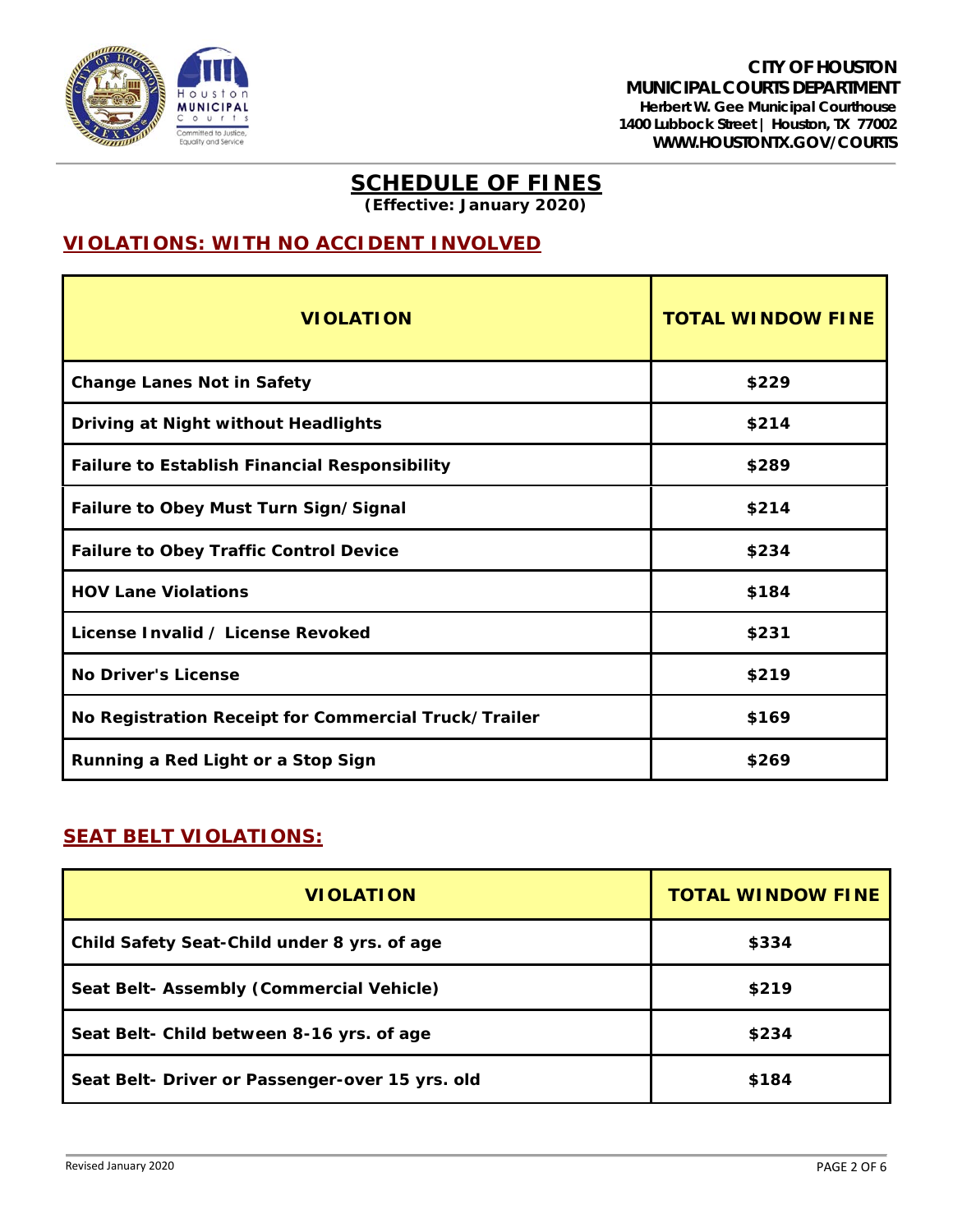CITY OF HOUSTON
MUNICIPAL COURTS DEPARTMENT
Herbert W. Gee Municipal Courthouse
1400 Lubbock Street | Houston, TX 77002
WWW.HOUSTONTX.GOV/COURTS

# SCHEDULE OF FINES

**(Effective: January 2020)**

## VIOLATIONS: WITH NO ACCIDENT INVOLVED

| VIOLATION | TOTAL WINDOW FINE |
|---|---|
| Change Lanes Not in Safety | $229 |
| Driving at Night without Headlights | $214 |
| Failure to Establish Financial Responsibility | $289 |
| Failure to Obey Must Turn Sign/Signal | $214 |
| Failure to Obey Traffic Control Device | $234 |
| HOV Lane Violations | $184 |
| License Invalid / License Revoked | $231 |
| No Driver's License | $219 |
| No Registration Receipt for Commercial Truck/Trailer | $169 |
| Running a Red Light or a Stop Sign | $269 |

## SEAT BELT VIOLATIONS:

| VIOLATION | TOTAL WINDOW FINE |
|---|---|
| Child Safety Seat-Child under 8 yrs. of age | $334 |
| Seat Belt- Assembly (Commercial Vehicle) | $219 |
| Seat Belt- Child between 8-16 yrs. of age | $234 |
| Seat Belt- Driver or Passenger-over 15 yrs. old | $184 |

Revised January 2020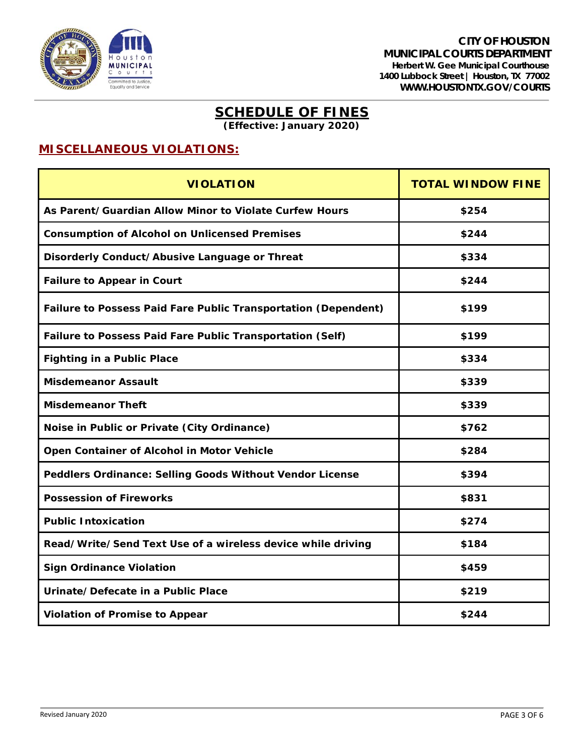CITY OF HOUSTON
MUNICIPAL COURTS DEPARTMENT
Herbert W. Gee Municipal Courthouse
1400 Lubbock Street | Houston, TX 77002
WWW.HOUSTONTX.GOV/COURTS

# SCHEDULE OF FINES

**(Effective: January 2020)**

## MISCELLANEOUS VIOLATIONS:

| VIOLATION | TOTAL WINDOW FINE |
|---|---|
| As Parent/Guardian Allow Minor to Violate Curfew Hours | $254 |
| Consumption of Alcohol on Unlicensed Premises | $244 |
| Disorderly Conduct/Abusive Language or Threat | $334 |
| Failure to Appear in Court | $244 |
| Failure to Possess Paid Fare Public Transportation (Dependent) | $199 |
| Failure to Possess Paid Fare Public Transportation (Self) | $199 |
| Fighting in a Public Place | $334 |
| Misdemeanor Assault | $339 |
| Misdemeanor Theft | $339 |
| Noise in Public or Private (City Ordinance) | $762 |
| Open Container of Alcohol in Motor Vehicle | $284 |
| Peddlers Ordinance: Selling Goods Without Vendor License | $394 |
| Possession of Fireworks | $831 |
| Public Intoxication | $274 |
| Read/Write/Send Text Use of a wireless device while driving | $184 |
| Sign Ordinance Violation | $459 |
| Urinate/Defecate in a Public Place | $219 |
| Violation of Promise to Appear | $244 |

Revised January 2020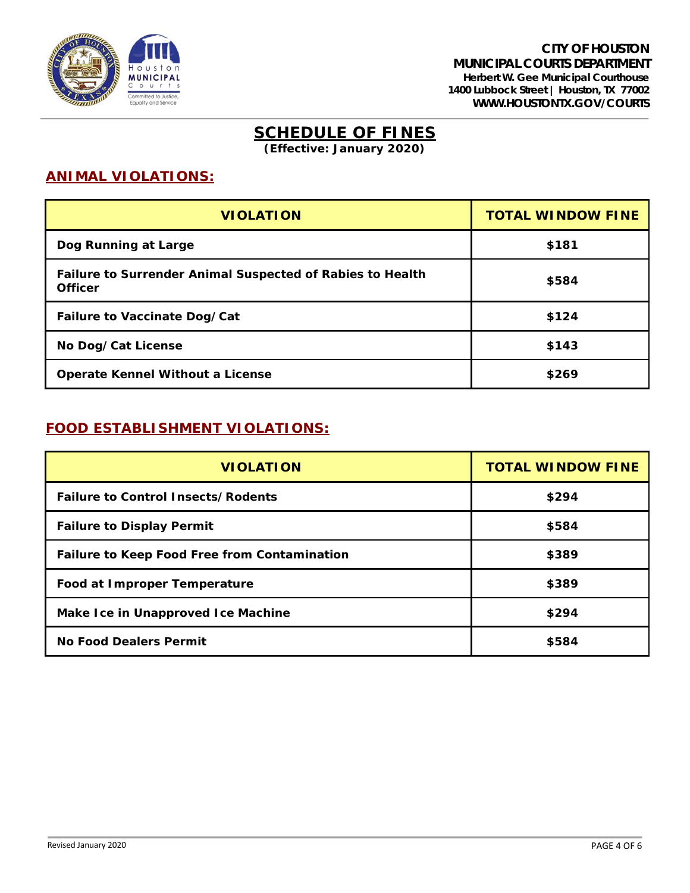**CITY OF HOUSTON**
**MUNICIPAL COURTS DEPARTMENT**
**Herbert W. Gee Municipal Courthouse**
**1400 Lubbock Street | Houston, TX 77002**
**WWW.HOUSTONTX.GOV/COURTS**

# SCHEDULE OF FINES

**(Effective: January 2020)**

## ANIMAL VIOLATIONS:

| VIOLATION | TOTAL WINDOW FINE |
|---|---|
| Dog Running at Large | $181 |
| Failure to Surrender Animal Suspected of Rabies to Health Officer | $584 |
| Failure to Vaccinate Dog/Cat | $124 |
| No Dog/Cat License | $143 |
| Operate Kennel Without a License | $269 |

## FOOD ESTABLISHMENT VIOLATIONS:

| VIOLATION | TOTAL WINDOW FINE |
|---|---|
| Failure to Control Insects/Rodents | $294 |
| Failure to Display Permit | $584 |
| Failure to Keep Food Free from Contamination | $389 |
| Food at Improper Temperature | $389 |
| Make Ice in Unapproved Ice Machine | $294 |
| No Food Dealers Permit | $584 |

Revised January 2020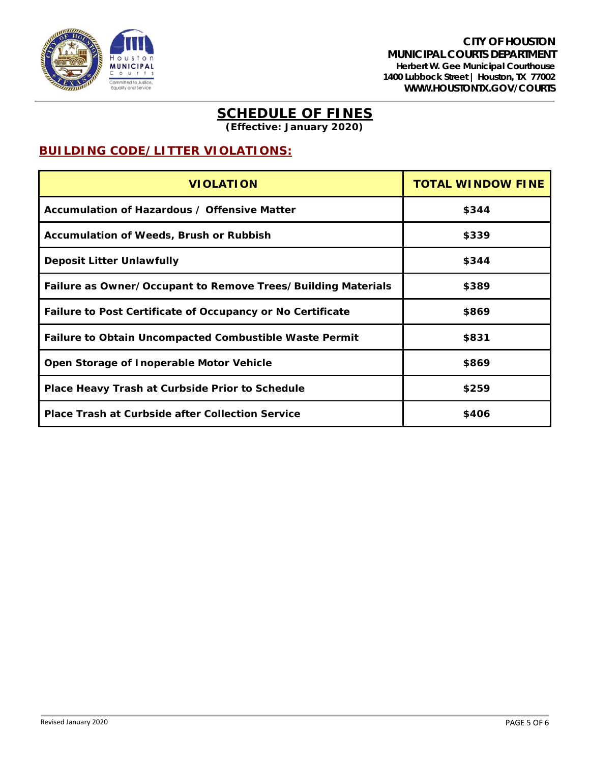**CITY OF HOUSTON**
**MUNICIPAL COURTS DEPARTMENT**
**Herbert W. Gee Municipal Courthouse**
**1400 Lubbock Street | Houston, TX 77002**
**WWW.HOUSTONTX.GOV/COURTS**

# SCHEDULE OF FINES

**(Effective: January 2020)**

## BUILDING CODE/LITTER VIOLATIONS:

| VIOLATION | TOTAL WINDOW FINE |
|---|---|
| Accumulation of Hazardous / Offensive Matter | $344 |
| Accumulation of Weeds, Brush or Rubbish | $339 |
| Deposit Litter Unlawfully | $344 |
| Failure as Owner/Occupant to Remove Trees/Building Materials | $389 |
| Failure to Post Certificate of Occupancy or No Certificate | $869 |
| Failure to Obtain Uncompacted Combustible Waste Permit | $831 |
| Open Storage of Inoperable Motor Vehicle | $869 |
| Place Heavy Trash at Curbside Prior to Schedule | $259 |
| Place Trash at Curbside after Collection Service | $406 |

Revised January 2020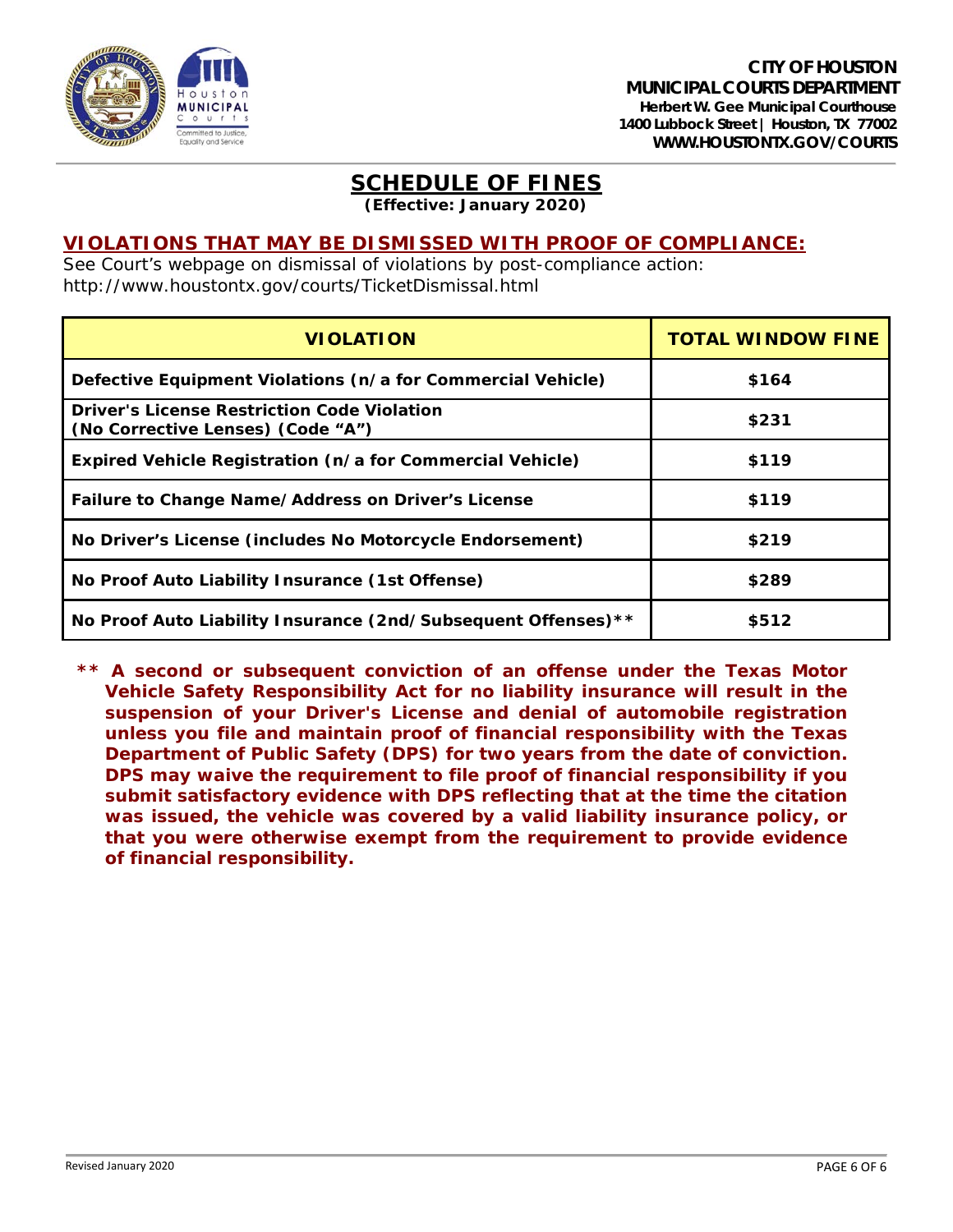CITY OF HOUSTON
MUNICIPAL COURTS DEPARTMENT
Herbert W. Gee Municipal Courthouse
1400 Lubbock Street | Houston, TX 77002
WWW.HOUSTONTX.GOV/COURTS

# SCHEDULE OF FINES

**(Effective: January 2020)**

## VIOLATIONS THAT MAY BE DISMISSED WITH PROOF OF COMPLIANCE:

See Court's webpage on dismissal of violations by post-compliance action:
http://www.houstontx.gov/courts/TicketDismissal.html

| VIOLATION | TOTAL WINDOW FINE |
|---|---|
| Defective Equipment Violations (n/a for Commercial Vehicle) | $164 |
| Driver's License Restriction Code Violation (No Corrective Lenses) (Code "A") | $231 |
| Expired Vehicle Registration (n/a for Commercial Vehicle) | $119 |
| Failure to Change Name/Address on Driver's License | $119 |
| No Driver's License (includes No Motorcycle Endorsement) | $219 |
| No Proof Auto Liability Insurance (1st Offense) | $289 |
| No Proof Auto Liability Insurance (2nd/Subsequent Offenses)** | $512 |

**** A second or subsequent conviction of an offense under the Texas Motor Vehicle Safety Responsibility Act for no liability insurance will result in the suspension of your Driver's License and denial of automobile registration unless you file and maintain proof of financial responsibility with the Texas Department of Public Safety (DPS) for two years from the date of conviction. DPS may waive the requirement to file proof of financial responsibility if you submit satisfactory evidence with DPS reflecting that at the time the citation was issued, the vehicle was covered by a valid liability insurance policy, or that you were otherwise exempt from the requirement to provide evidence of financial responsibility.**

Revised January 2020